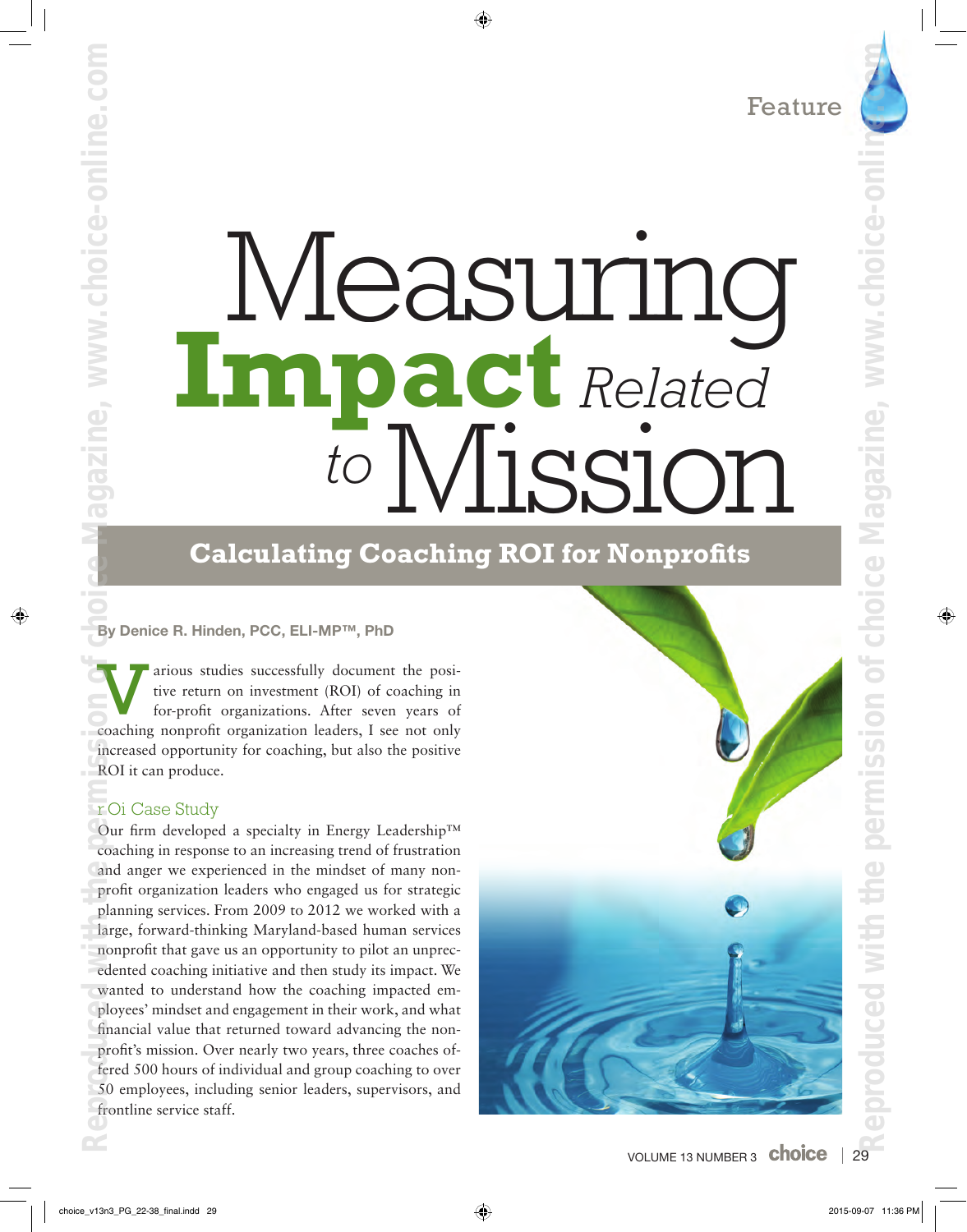Feature

# Measuring Impact Related to Mission

## Calculating Coaching ROI for Nonprofits

**By Denice R. Hinden, PCC, ELI-MP™, PhD**

Various studies successfully document the positive return on investment (ROI) of coaching in for-profit organizations. After seven years of coaching nonprofit organization leaders, I see not only increased opportunity for coaching, but also the positive ROI it can produce.

### ROI Case Study

Our firm developed a specialty in Energy Leadership™ coaching in response to an increasing trend of frustration and anger we experienced in the mindset of many nonprofit organization leaders who engaged us for strategic planning services. From 2009 to 2012 we worked with a large, forward-thinking Maryland-based human services nonprofit that gave us an opportunity to pilot an unprecedented coaching initiative and then study its impact. We wanted to understand how the coaching impacted employees' mindset and engagement in their work, and what financial value that returned toward advancing the nonprofit's mission. Over nearly two years, three coaches offered 500 hours of individual and group coaching to over 50 employees, including senior leaders, supervisors, and frontline service staff.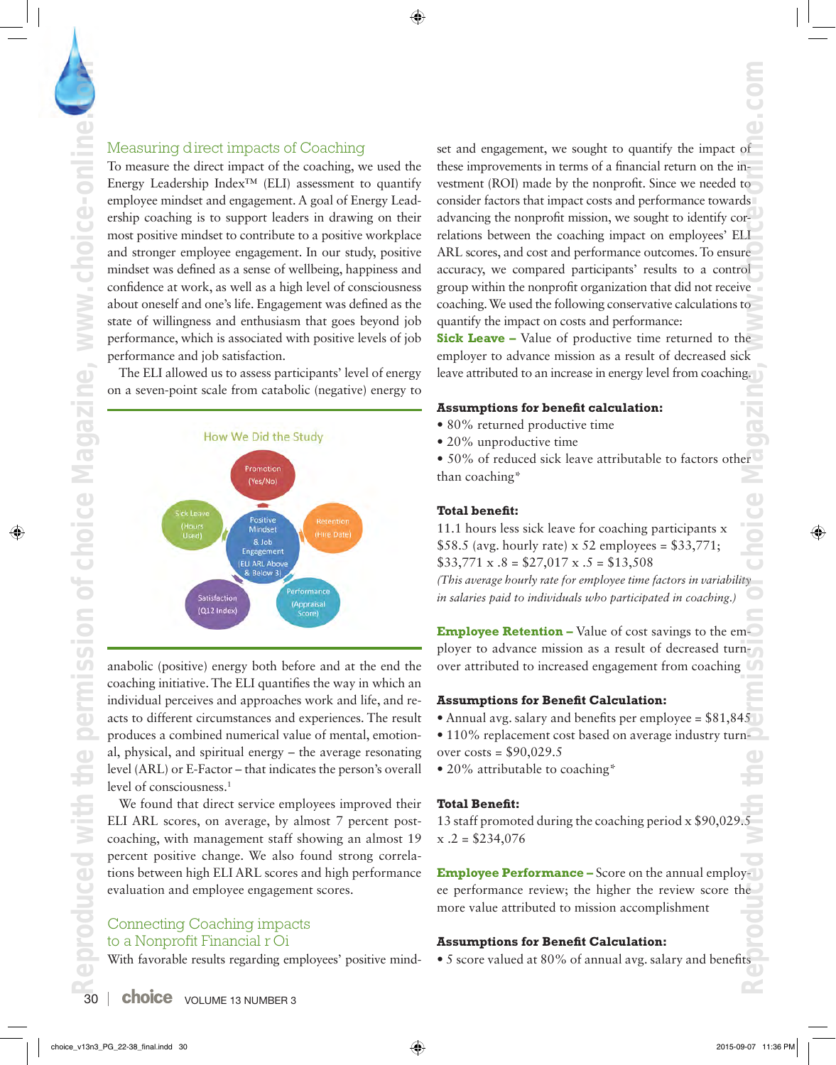## Measuring direct impacts of Coaching

To measure the direct impact of the coaching, we used the Energy Leadership Index™ (ELI) assessment to quantify employee mindset and engagement. A goal of Energy Leadership coaching is to support leaders in drawing on their most positive mindset to contribute to a positive workplace and stronger employee engagement. In our study, positive mindset was defined as a sense of wellbeing, happiness and confidence at work, as well as a high level of consciousness about oneself and one's life. Engagement was defined as the state of willingness and enthusiasm that goes beyond job performance, which is associated with positive levels of job performance and job satisfaction.

The ELI allowed us to assess participants' level of energy on a seven-point scale from catabolic (negative) energy to anabolic (positive) energy both before and at the end the coaching initiative. The ELI quantifies the way in which an individual perceives and approaches work and life, and reacts to different circumstances and experiences. The result produces a combined numerical value of mental, emotional, physical, and spiritual energy – the average resonating level (ARL) or E-Factor – that indicates the person's overall level of consciousness.[1]

How We Did the Study

Promotion (Yes/No)

Sick Leave (Hours Used)

Positive Mindset & Job Engagement (ELI ARL Above & Below 3)

Retention (Hire Date)

Satisfaction (Q12 Index)

Performance (Appraisal Score)

We found that direct service employees improved their ELI ARL scores, on average, by almost 7 percent post-coaching, with management staff showing an almost 19 percent positive change. We also found strong correlations between high ELI ARL scores and high performance evaluation and employee engagement scores.

## Connecting Coaching impacts to a Nonprofit Financial r Oi

With favorable results regarding employees' positive mindset and engagement, we sought to quantify the impact of these improvements in terms of a financial return on the investment (ROI) made by the nonprofit. Since we needed to consider factors that impact costs and performance towards advancing the nonprofit mission, we sought to identify correlations between the coaching impact on employees' ELI ARL scores, and cost and performance outcomes. To ensure accuracy, we compared participants' results to a control group within the nonprofit organization that did not receive coaching. We used the following conservative calculations to quantify the impact on costs and performance:

**Sick Leave –** Value of productive time returned to the employer to advance mission as a result of decreased sick leave attributed to an increase in energy level from coaching.

**Assumptions for benefit calculation:**

- 80% returned productive time
- 20% unproductive time
- 50% of reduced sick leave attributable to factors other than coaching*

**Total benefit:**

11.1 hours less sick leave for coaching participants x $58.5 (avg. hourly rate) x 52 employees = $33,771; $33,771 x .8 = $27,017 x .5 = $13,508

*(This average hourly rate for employee time factors in variability in salaries paid to individuals who participated in coaching.)*

**Employee Retention –** Value of cost savings to the employer to advance mission as a result of decreased turnover attributed to increased engagement from coaching

**Assumptions for Benefit Calculation:**

- Annual avg. salary and benefits per employee = $81,845
- 110% replacement cost based on average industry turnover costs = $90,029.5
- 20% attributable to coaching*

**Total Benefit:**

13 staff promoted during the coaching period x $90,029.5 x .2 = $234,076

**Employee Performance –** Score on the annual employee performance review; the higher the review score the more value attributed to mission accomplishment

**Assumptions for Benefit Calculation:**

- 5 score valued at 80% of annual avg. salary and benefits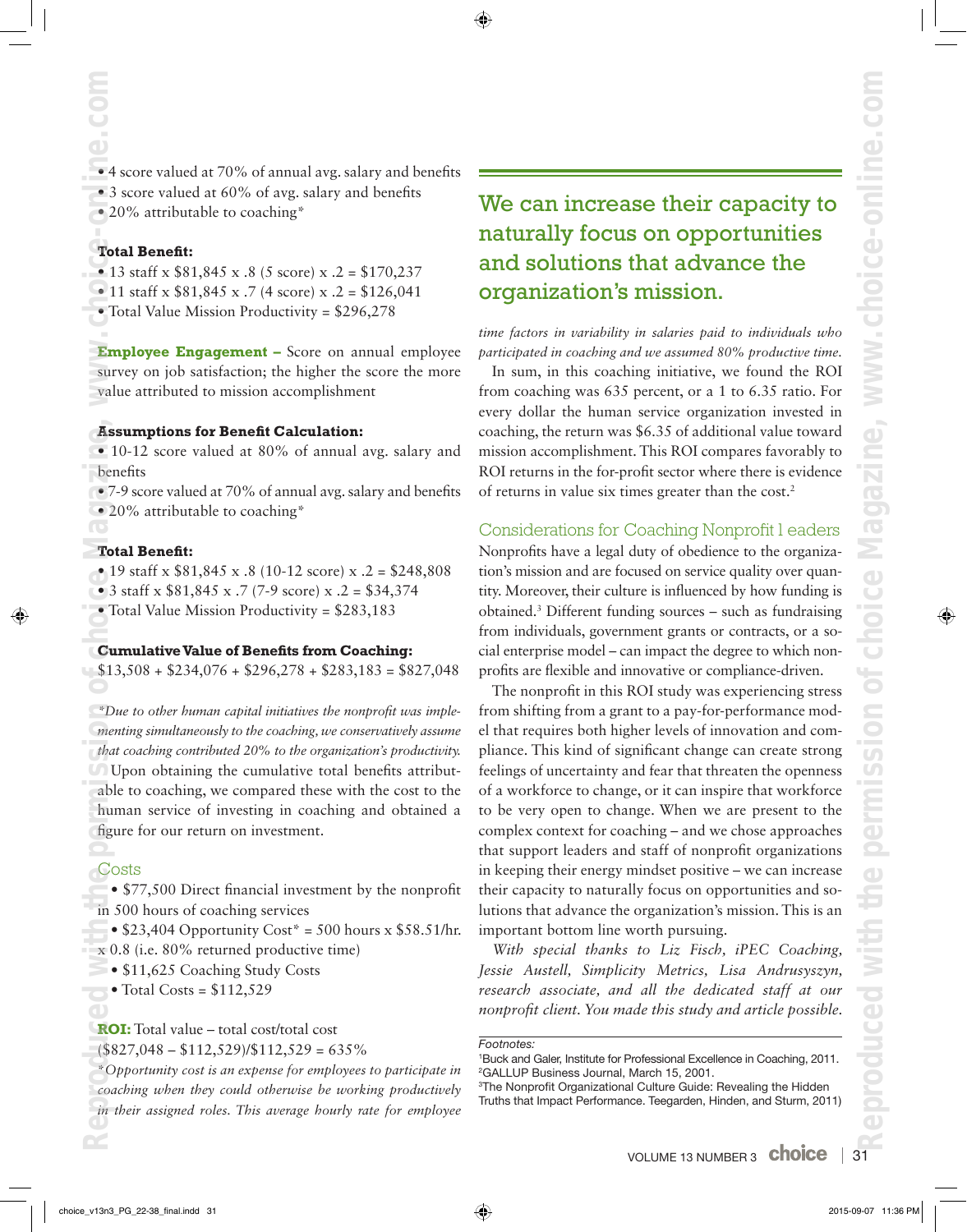- 4 score valued at 70% of annual avg. salary and benefits
- 3 score valued at 60% of avg. salary and benefits
- 20% attributable to coaching*

**Total Benefit:**

- 13 staff x $81,845 x .8 (5 score) x .2 = $170,237
- 11 staff x $81,845 x .7 (4 score) x .2 = $126,041
- Total Value Mission Productivity = $296,278

**Employee Engagement –** Score on annual employee survey on job satisfaction; the higher the score the more value attributed to mission accomplishment

**Assumptions for Benefit Calculation:**

- 10-12 score valued at 80% of annual avg. salary and benefits
- 7-9 score valued at 70% of annual avg. salary and benefits
- 20% attributable to coaching*

**Total Benefit:**

- 19 staff x $81,845 x .8 (10-12 score) x .2 = $248,808
- 3 staff x $81,845 x .7 (7-9 score) x .2 = $34,374
- Total Value Mission Productivity = $283,183

**Cumulative Value of Benefits from Coaching:**

$13,508 + $234,076 + $296,278 + $283,183 = $827,048

*\*Due to other human capital initiatives the nonprofit was implementing simultaneously to the coaching, we conservatively assume that coaching contributed 20% to the organization's productivity.*

Upon obtaining the cumulative total benefits attributable to coaching, we compared these with the cost to the human service of investing in coaching and obtained a figure for our return on investment.

## Costs

- $77,500 Direct financial investment by the nonprofit in 500 hours of coaching services
- $23,404 Opportunity Cost* = 500 hours x $58.51/hr. x 0.8 (i.e. 80% returned productive time)
- $11,625 Coaching Study Costs
- Total Costs = $112,529

**ROI:** Total value – total cost/total cost

($827,048 – $112,529)/$112,529 = 635%

*\*Opportunity cost is an expense for employees to participate in coaching when they could otherwise be working productively in their assigned roles. This average hourly rate for employee time factors in variability in salaries paid to individuals who participated in coaching and we assumed 80% productive time.*

> We can increase their capacity to naturally focus on opportunities and solutions that advance the organization's mission.

In sum, in this coaching initiative, we found the ROI from coaching was 635 percent, or a 1 to 6.35 ratio. For every dollar the human service organization invested in coaching, the return was $6.35 of additional value toward mission accomplishment. This ROI compares favorably to ROI returns in the for-profit sector where there is evidence of returns in value six times greater than the cost.[2]

## Considerations for Coaching Nonprofit l eaders

Nonprofits have a legal duty of obedience to the organization's mission and are focused on service quality over quantity. Moreover, their culture is influenced by how funding is obtained.[3] Different funding sources – such as fundraising from individuals, government grants or contracts, or a social enterprise model – can impact the degree to which nonprofits are flexible and innovative or compliance-driven.

The nonprofit in this ROI study was experiencing stress from shifting from a grant to a pay-for-performance model that requires both higher levels of innovation and compliance. This kind of significant change can create strong feelings of uncertainty and fear that threaten the openness of a workforce to change, or it can inspire that workforce to be very open to change. When we are present to the complex context for coaching – and we chose approaches that support leaders and staff of nonprofit organizations in keeping their energy mindset positive – we can increase their capacity to naturally focus on opportunities and solutions that advance the organization's mission. This is an important bottom line worth pursuing.

*With special thanks to Liz Fisch, iPEC Coaching, Jessie Austell, Simplicity Metrics, Lisa Andrusyszyn, research associate, and all the dedicated staff at our nonprofit client. You made this study and article possible.*

---

*Footnotes:*

[1]Buck and Galer, Institute for Professional Excellence in Coaching, 2011.
[2]GALLUP Business Journal, March 15, 2001.
[3]The Nonprofit Organizational Culture Guide: Revealing the Hidden Truths that Impact Performance. Teegarden, Hinden, and Sturm, 2011)